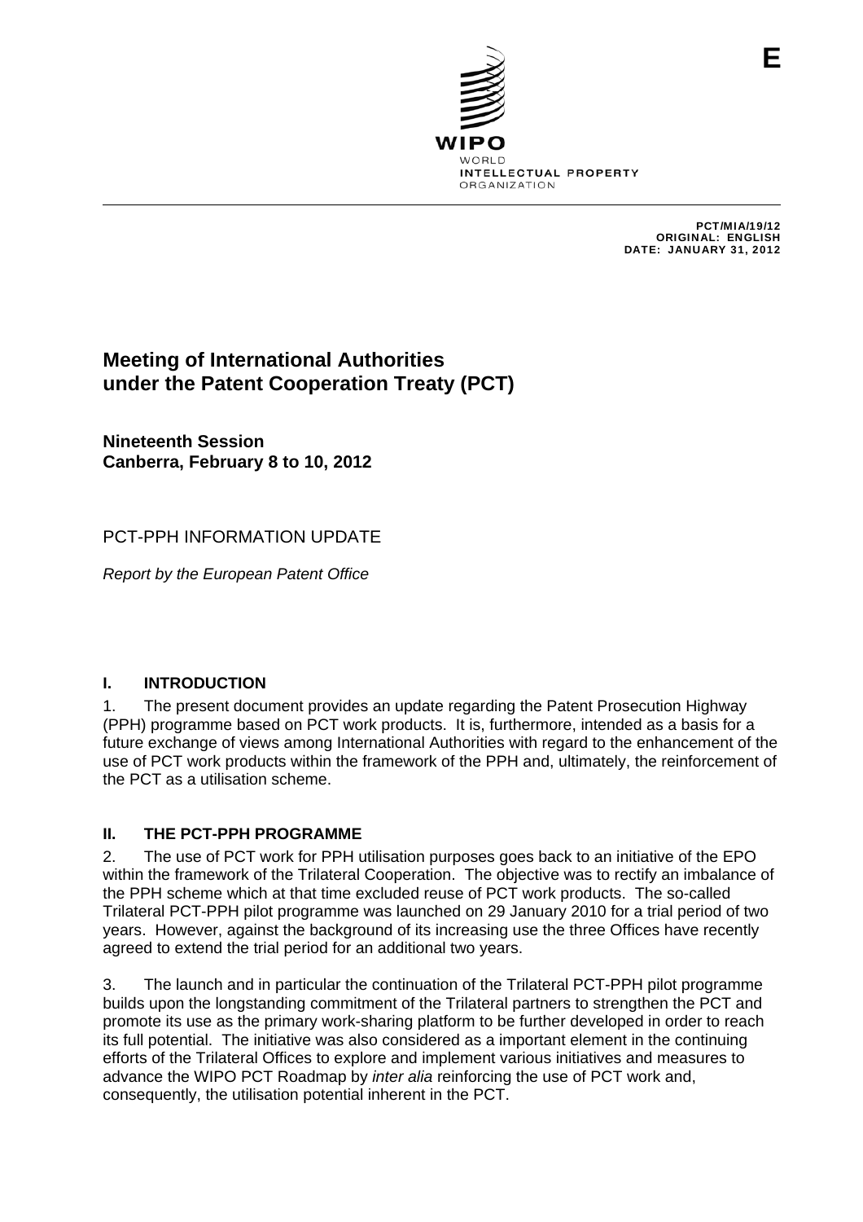E

WIPO
WORLD
INTELLECTUAL PROPERTY
ORGANIZATION

PCT/MIA/19/12
ORIGINAL: ENGLISH
DATE: JANUARY 31, 2012

# Meeting of International Authorities under the Patent Cooperation Treaty (PCT)

**Nineteenth Session**
**Canberra, February 8 to 10, 2012**

PCT-PPH INFORMATION UPDATE

*Report by the European Patent Office*

## I. INTRODUCTION

1. The present document provides an update regarding the Patent Prosecution Highway (PPH) programme based on PCT work products. It is, furthermore, intended as a basis for a future exchange of views among International Authorities with regard to the enhancement of the use of PCT work products within the framework of the PPH and, ultimately, the reinforcement of the PCT as a utilisation scheme.

## II. THE PCT-PPH PROGRAMME

2. The use of PCT work for PPH utilisation purposes goes back to an initiative of the EPO within the framework of the Trilateral Cooperation. The objective was to rectify an imbalance of the PPH scheme which at that time excluded reuse of PCT work products. The so-called Trilateral PCT-PPH pilot programme was launched on 29 January 2010 for a trial period of two years. However, against the background of its increasing use the three Offices have recently agreed to extend the trial period for an additional two years.

3. The launch and in particular the continuation of the Trilateral PCT-PPH pilot programme builds upon the longstanding commitment of the Trilateral partners to strengthen the PCT and promote its use as the primary work-sharing platform to be further developed in order to reach its full potential. The initiative was also considered as a important element in the continuing efforts of the Trilateral Offices to explore and implement various initiatives and measures to advance the WIPO PCT Roadmap by *inter alia* reinforcing the use of PCT work and, consequently, the utilisation potential inherent in the PCT.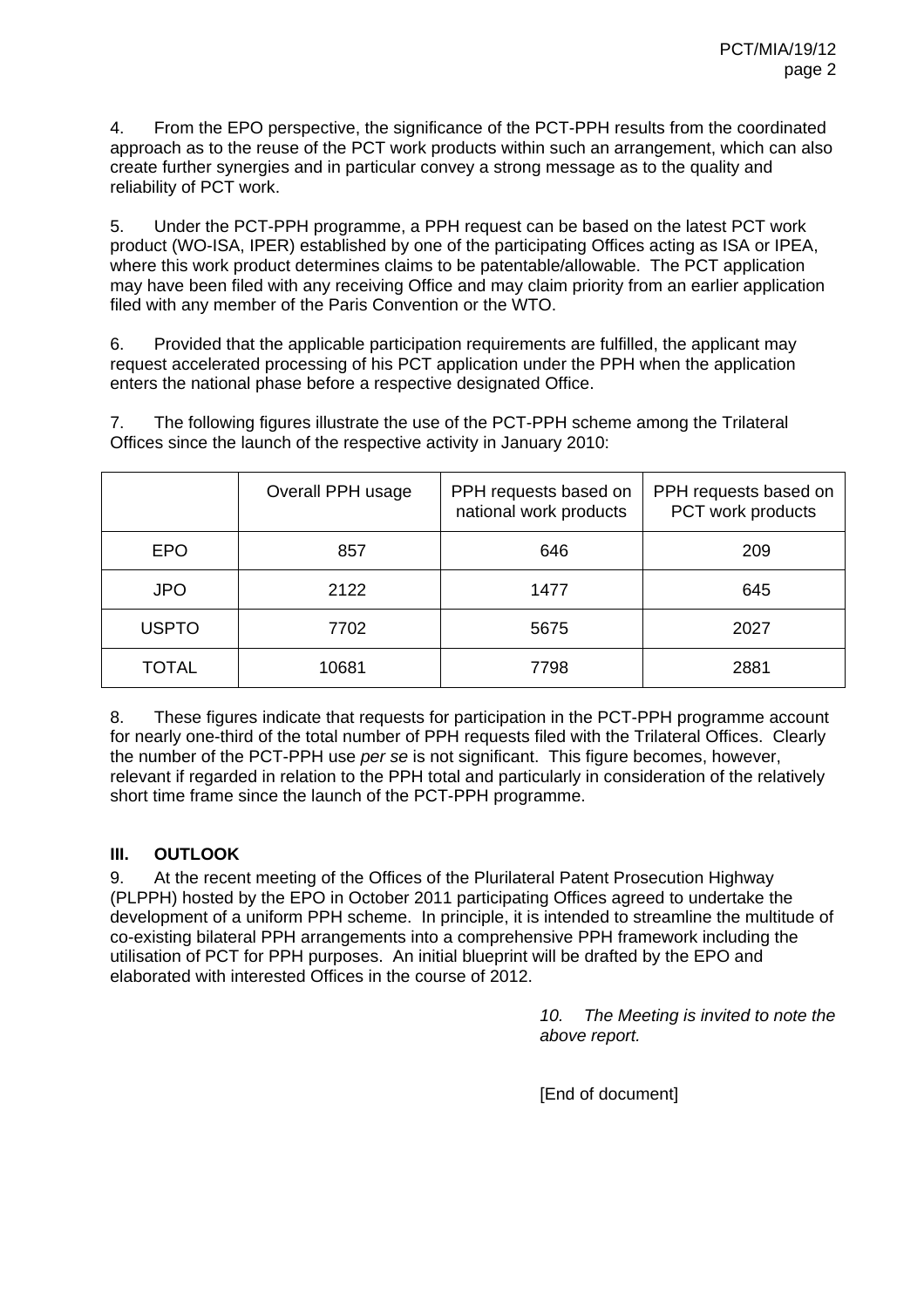4. From the EPO perspective, the significance of the PCT-PPH results from the coordinated approach as to the reuse of the PCT work products within such an arrangement, which can also create further synergies and in particular convey a strong message as to the quality and reliability of PCT work.

5. Under the PCT-PPH programme, a PPH request can be based on the latest PCT work product (WO-ISA, IPER) established by one of the participating Offices acting as ISA or IPEA, where this work product determines claims to be patentable/allowable. The PCT application may have been filed with any receiving Office and may claim priority from an earlier application filed with any member of the Paris Convention or the WTO.

6. Provided that the applicable participation requirements are fulfilled, the applicant may request accelerated processing of his PCT application under the PPH when the application enters the national phase before a respective designated Office.

7. The following figures illustrate the use of the PCT-PPH scheme among the Trilateral Offices since the launch of the respective activity in January 2010:

| | Overall PPH usage | PPH requests based on national work products | PPH requests based on PCT work products |
|---|---|---|---|
| EPO | 857 | 646 | 209 |
| JPO | 2122 | 1477 | 645 |
| USPTO | 7702 | 5675 | 2027 |
| TOTAL | 10681 | 7798 | 2881 |

8. These figures indicate that requests for participation in the PCT-PPH programme account for nearly one-third of the total number of PPH requests filed with the Trilateral Offices. Clearly the number of the PCT-PPH use *per se* is not significant. This figure becomes, however, relevant if regarded in relation to the PPH total and particularly in consideration of the relatively short time frame since the launch of the PCT-PPH programme.

## III. OUTLOOK

9. At the recent meeting of the Offices of the Plurilateral Patent Prosecution Highway (PLPPH) hosted by the EPO in October 2011 participating Offices agreed to undertake the development of a uniform PPH scheme. In principle, it is intended to streamline the multitude of co-existing bilateral PPH arrangements into a comprehensive PPH framework including the utilisation of PCT for PPH purposes. An initial blueprint will be drafted by the EPO and elaborated with interested Offices in the course of 2012.

*10. The Meeting is invited to note the above report.*

[End of document]